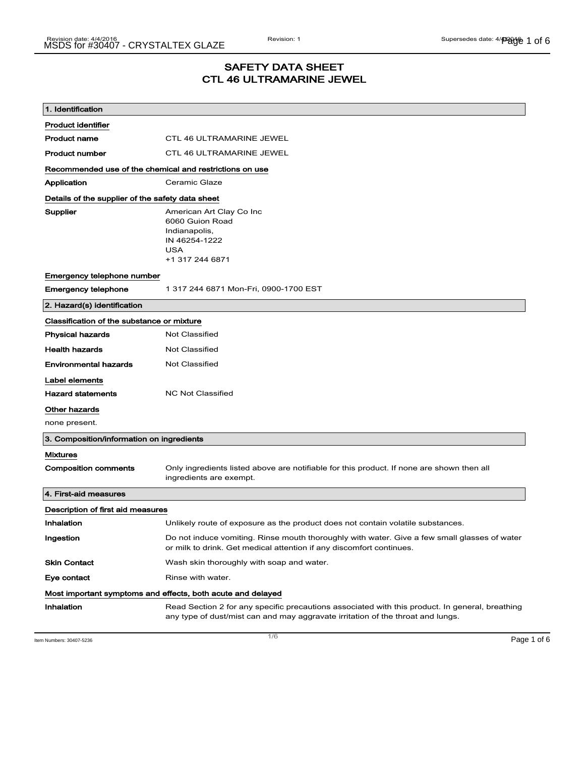# SAFETY DATA SHEET
# CTL 46 ULTRAMARINE JEWEL

## 1. Identification

**Product identifier**

| | |
|---|---|
| **Product name** | CTL 46 ULTRAMARINE JEWEL |
| **Product number** | CTL 46 ULTRAMARINE JEWEL |

**Recommended use of the chemical and restrictions on use**

| | |
|---|---|
| **Application** | Ceramic Glaze |

**Details of the supplier of the safety data sheet**

**Supplier**
American Art Clay Co Inc
6060 Guion Road
Indianapolis,
IN 46254-1222
USA
+1 317 244 6871

**Emergency telephone number**

| | |
|---|---|
| **Emergency telephone** | 1 317 244 6871 Mon-Fri, 0900-1700 EST |

## 2. Hazard(s) identification

**Classification of the substance or mixture**

| | |
|---|---|
| **Physical hazards** | Not Classified |
| **Health hazards** | Not Classified |
| **Environmental hazards** | Not Classified |

**Label elements**

| | |
|---|---|
| **Hazard statements** | NC Not Classified |

**Other hazards**

none present.

## 3. Composition/information on ingredients

**Mixtures**

| | |
|---|---|
| **Composition comments** | Only ingredients listed above are notifiable for this product. If none are shown then all ingredients are exempt. |

## 4. First-aid measures

**Description of first aid measures**

| | |
|---|---|
| **Inhalation** | Unlikely route of exposure as the product does not contain volatile substances. |
| **Ingestion** | Do not induce vomiting. Rinse mouth thoroughly with water. Give a few small glasses of water or milk to drink. Get medical attention if any discomfort continues. |
| **Skin Contact** | Wash skin thoroughly with soap and water. |
| **Eye contact** | Rinse with water. |

**Most important symptoms and effects, both acute and delayed**

| | |
|---|---|
| **Inhalation** | Read Section 2 for any specific precautions associated with this product. In general, breathing any type of dust/mist can and may aggravate irritation of the throat and lungs. |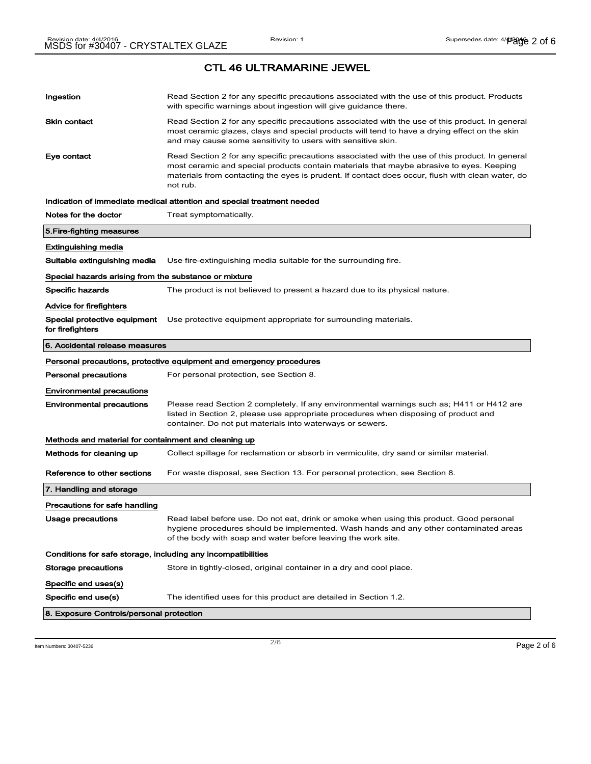## CTL 46 ULTRAMARINE JEWEL

**Ingestion** Read Section 2 for any specific precautions associated with the use of this product. Products with specific warnings about ingestion will give guidance there.

**Skin contact** Read Section 2 for any specific precautions associated with the use of this product. In general most ceramic glazes, clays and special products will tend to have a drying effect on the skin and may cause some sensitivity to users with sensitive skin.

**Eye contact** Read Section 2 for any specific precautions associated with the use of this product. In general most ceramic and special products contain materials that maybe abrasive to eyes. Keeping materials from contacting the eyes is prudent. If contact does occur, flush with clean water, do not rub.

**Indication of immediate medical attention and special treatment needed**

**Notes for the doctor** Treat symptomatically.

### 5.Fire-fighting measures

**Extinguishing media**

**Suitable extinguishing media** Use fire-extinguishing media suitable for the surrounding fire.

**Special hazards arising from the substance or mixture**

**Specific hazards** The product is not believed to present a hazard due to its physical nature.

**Advice for firefighters**

**Special protective equipment for firefighters** Use protective equipment appropriate for surrounding materials.

### 6. Accidental release measures

**Personal precautions, protective equipment and emergency procedures**

**Personal precautions** For personal protection, see Section 8.

**Environmental precautions**

**Environmental precautions** Please read Section 2 completely. If any environmental warnings such as; H411 or H412 are listed in Section 2, please use appropriate procedures when disposing of product and container. Do not put materials into waterways or sewers.

**Methods and material for containment and cleaning up**

**Methods for cleaning up** Collect spillage for reclamation or absorb in vermiculite, dry sand or similar material.

**Reference to other sections** For waste disposal, see Section 13. For personal protection, see Section 8.

### 7. Handling and storage

**Precautions for safe handling**

**Usage precautions** Read label before use. Do not eat, drink or smoke when using this product. Good personal hygiene procedures should be implemented. Wash hands and any other contaminated areas of the body with soap and water before leaving the work site.

**Conditions for safe storage, including any incompatibilities**

**Storage precautions** Store in tightly-closed, original container in a dry and cool place.

**Specific end uses(s)**

**Specific end use(s)** The identified uses for this product are detailed in Section 1.2.

### 8. Exposure Controls/personal protection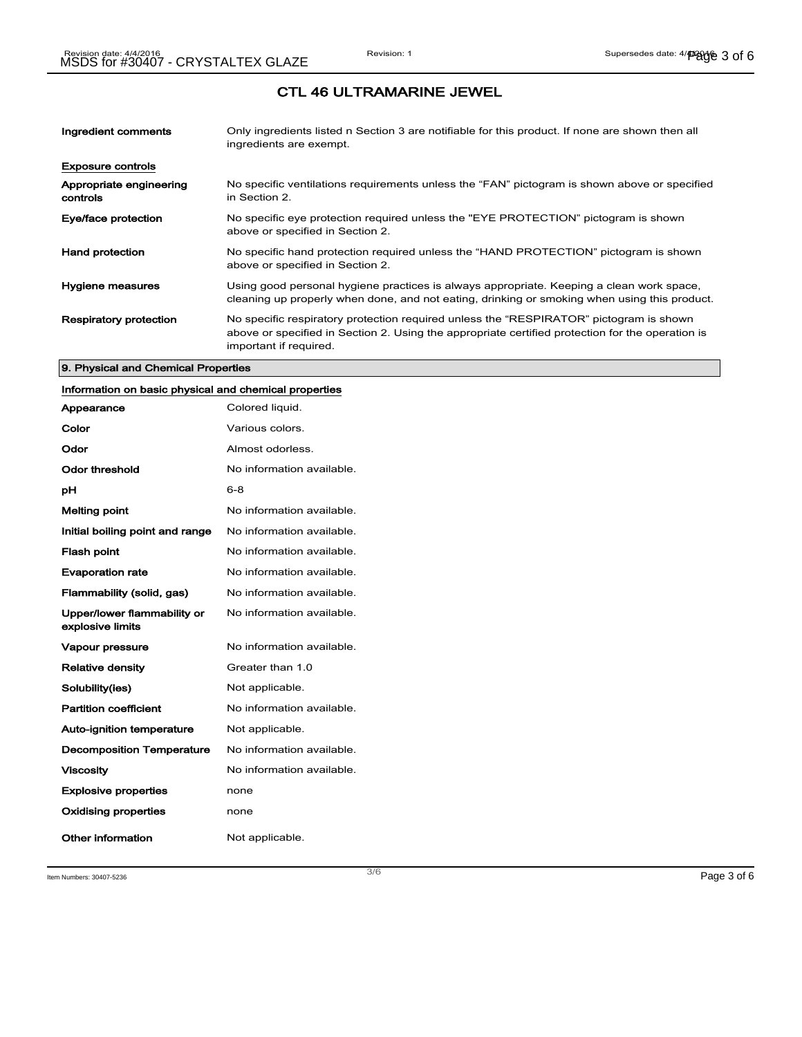## CTL 46 ULTRAMARINE JEWEL

| | |
|---|---|
| **Ingredient comments** | Only ingredients listed n Section 3 are notifiable for this product. If none are shown then all ingredients are exempt. |

**Exposure controls**

| | |
|---|---|
| **Appropriate engineering controls** | No specific ventilations requirements unless the "FAN" pictogram is shown above or specified in Section 2. |
| **Eye/face protection** | No specific eye protection required unless the "EYE PROTECTION" pictogram is shown above or specified in Section 2. |
| **Hand protection** | No specific hand protection required unless the "HAND PROTECTION" pictogram is shown above or specified in Section 2. |
| **Hygiene measures** | Using good personal hygiene practices is always appropriate. Keeping a clean work space, cleaning up properly when done, and not eating, drinking or smoking when using this product. |
| **Respiratory protection** | No specific respiratory protection required unless the "RESPIRATOR" pictogram is shown above or specified in Section 2. Using the appropriate certified protection for the operation is important if required. |

### 9. Physical and Chemical Properties

**Information on basic physical and chemical properties**

| | |
|---|---|
| **Appearance** | Colored liquid. |
| **Color** | Various colors. |
| **Odor** | Almost odorless. |
| **Odor threshold** | No information available. |
| **pH** | 6-8 |
| **Melting point** | No information available. |
| **Initial boiling point and range** | No information available. |
| **Flash point** | No information available. |
| **Evaporation rate** | No information available. |
| **Flammability (solid, gas)** | No information available. |
| **Upper/lower flammability or explosive limits** | No information available. |
| **Vapour pressure** | No information available. |
| **Relative density** | Greater than 1.0 |
| **Solubility(ies)** | Not applicable. |
| **Partition coefficient** | No information available. |
| **Auto-ignition temperature** | Not applicable. |
| **Decomposition Temperature** | No information available. |
| **Viscosity** | No information available. |
| **Explosive properties** | none |
| **Oxidising properties** | none |
| **Other information** | Not applicable. |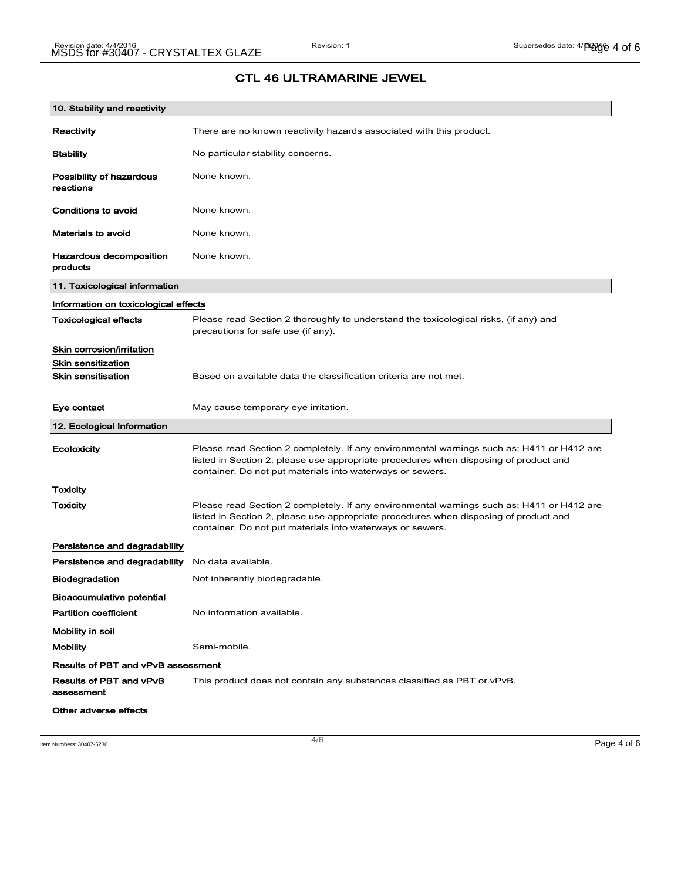# CTL 46 ULTRAMARINE JEWEL

## 10. Stability and reactivity

| | |
|---|---|
| **Reactivity** | There are no known reactivity hazards associated with this product. |
| **Stability** | No particular stability concerns. |
| **Possibility of hazardous reactions** | None known. |
| **Conditions to avoid** | None known. |
| **Materials to avoid** | None known. |
| **Hazardous decomposition products** | None known. |

## 11. Toxicological information

**Information on toxicological effects**

| | |
|---|---|
| **Toxicological effects** | Please read Section 2 thoroughly to understand the toxicological risks, (if any) and precautions for safe use (if any). |

**Skin corrosion/irritation**

**Skin sensitization**

| | |
|---|---|
| **Skin sensitisation** | Based on available data the classification criteria are not met. |
| **Eye contact** | May cause temporary eye irritation. |

## 12. Ecological Information

| | |
|---|---|
| **Ecotoxicity** | Please read Section 2 completely. If any environmental warnings such as; H411 or H412 are listed in Section 2, please use appropriate procedures when disposing of product and container. Do not put materials into waterways or sewers. |

**Toxicity**

| | |
|---|---|
| **Toxicity** | Please read Section 2 completely. If any environmental warnings such as; H411 or H412 are listed in Section 2, please use appropriate procedures when disposing of product and container. Do not put materials into waterways or sewers. |

**Persistence and degradability**

| | |
|---|---|
| **Persistence and degradability** | No data available. |
| **Biodegradation** | Not inherently biodegradable. |

**Bioaccumulative potential**

| | |
|---|---|
| **Partition coefficient** | No information available. |

**Mobility in soil**

| | |
|---|---|
| **Mobility** | Semi-mobile. |

**Results of PBT and vPvB assessment**

| | |
|---|---|
| **Results of PBT and vPvB assessment** | This product does not contain any substances classified as PBT or vPvB. |

**Other adverse effects**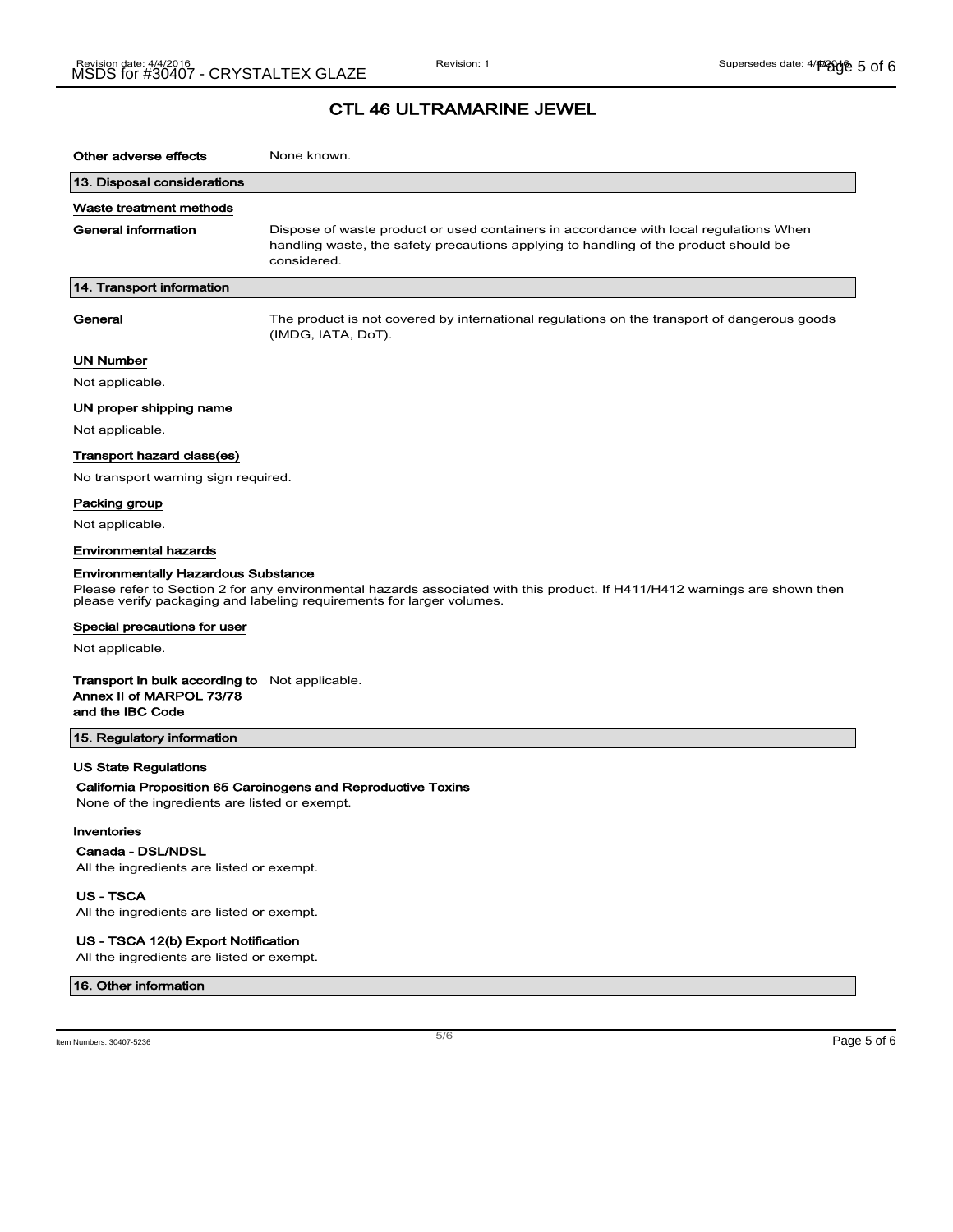## CTL 46 ULTRAMARINE JEWEL

**Other adverse effects** None known.

### 13. Disposal considerations

#### Waste treatment methods

**General information** Dispose of waste product or used containers in accordance with local regulations When handling waste, the safety precautions applying to handling of the product should be considered.

### 14. Transport information

**General** The product is not covered by international regulations on the transport of dangerous goods (IMDG, IATA, DoT).

#### UN Number

Not applicable.

#### UN proper shipping name

Not applicable.

#### Transport hazard class(es)

No transport warning sign required.

#### Packing group

Not applicable.

#### Environmental hazards

**Environmentally Hazardous Substance**

Please refer to Section 2 for any environmental hazards associated with this product. If H411/H412 warnings are shown then please verify packaging and labeling requirements for larger volumes.

#### Special precautions for user

Not applicable.

**Transport in bulk according to Annex II of MARPOL 73/78 and the IBC Code** Not applicable.

### 15. Regulatory information

#### US State Regulations

**California Proposition 65 Carcinogens and Reproductive Toxins**

None of the ingredients are listed or exempt.

#### Inventories

**Canada - DSL/NDSL**

All the ingredients are listed or exempt.

**US - TSCA**

All the ingredients are listed or exempt.

**US - TSCA 12(b) Export Notification**

All the ingredients are listed or exempt.

### 16. Other information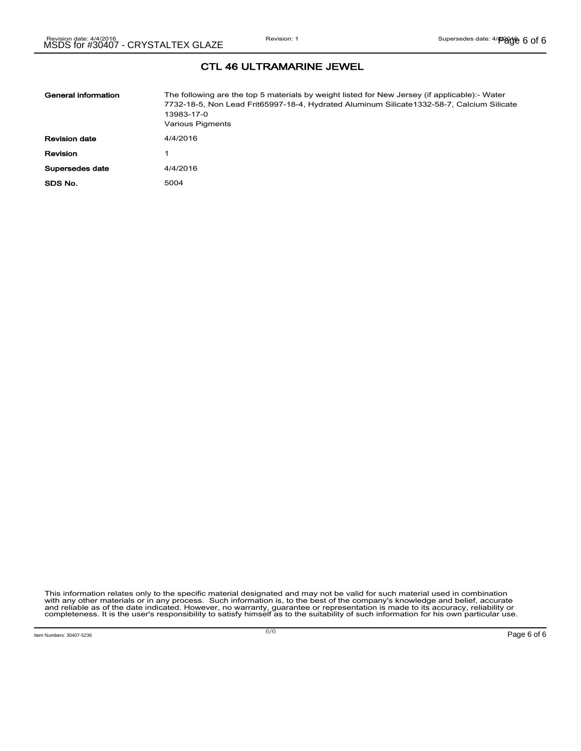## CTL 46 ULTRAMARINE JEWEL

| | |
|---|---|
| **General information** | The following are the top 5 materials by weight listed for New Jersey (if applicable):- Water 7732-18-5, Non Lead Frit65997-18-4, Hydrated Aluminum Silicate1332-58-7, Calcium Silicate 13983-17-0<br>Various Pigments |
| **Revision date** | 4/4/2016 |
| **Revision** | 1 |
| **Supersedes date** | 4/4/2016 |
| **SDS No.** | 5004 |

This information relates only to the specific material designated and may not be valid for such material used in combination with any other materials or in any process. Such information is, to the best of the company's knowledge and belief, accurate and reliable as of the date indicated. However, no warranty, guarantee or representation is made to its accuracy, reliability or completeness. It is the user's responsibility to satisfy himself as to the suitability of such information for his own particular use.

Item Numbers: 30407-5236